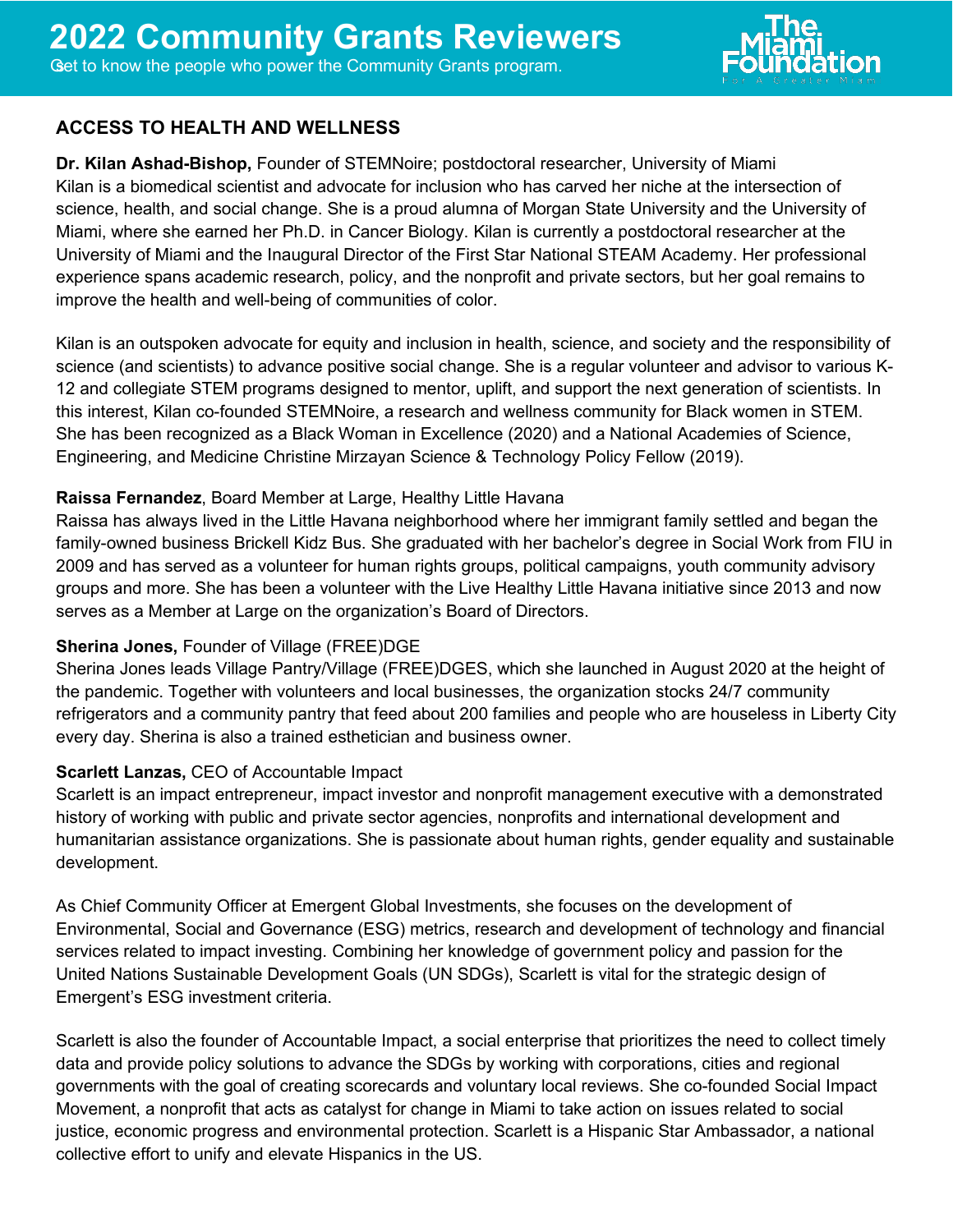# 2022 Community Grants Reviewers

Get to know the people who power the Community Grants program.

## ACCESS TO HEALTH AND WELLNESS

**Dr. Kilan Ashad-Bishop,** Founder of STEMNoire; postdoctoral researcher, University of Miami
Kilan is a biomedical scientist and advocate for inclusion who has carved her niche at the intersection of science, health, and social change. She is a proud alumna of Morgan State University and the University of Miami, where she earned her Ph.D. in Cancer Biology. Kilan is currently a postdoctoral researcher at the University of Miami and the Inaugural Director of the First Star National STEAM Academy. Her professional experience spans academic research, policy, and the nonprofit and private sectors, but her goal remains to improve the health and well-being of communities of color.

Kilan is an outspoken advocate for equity and inclusion in health, science, and society and the responsibility of science (and scientists) to advance positive social change. She is a regular volunteer and advisor to various K-12 and collegiate STEM programs designed to mentor, uplift, and support the next generation of scientists. In this interest, Kilan co-founded STEMNoire, a research and wellness community for Black women in STEM. She has been recognized as a Black Woman in Excellence (2020) and a National Academies of Science, Engineering, and Medicine Christine Mirzayan Science & Technology Policy Fellow (2019).

**Raissa Fernandez**, Board Member at Large, Healthy Little Havana
Raissa has always lived in the Little Havana neighborhood where her immigrant family settled and began the family-owned business Brickell Kidz Bus. She graduated with her bachelor's degree in Social Work from FIU in 2009 and has served as a volunteer for human rights groups, political campaigns, youth community advisory groups and more. She has been a volunteer with the Live Healthy Little Havana initiative since 2013 and now serves as a Member at Large on the organization's Board of Directors.

**Sherina Jones,** Founder of Village (FREE)DGE
Sherina Jones leads Village Pantry/Village (FREE)DGES, which she launched in August 2020 at the height of the pandemic. Together with volunteers and local businesses, the organization stocks 24/7 community refrigerators and a community pantry that feed about 200 families and people who are houseless in Liberty City every day. Sherina is also a trained esthetician and business owner.

**Scarlett Lanzas,** CEO of Accountable Impact
Scarlett is an impact entrepreneur, impact investor and nonprofit management executive with a demonstrated history of working with public and private sector agencies, nonprofits and international development and humanitarian assistance organizations. She is passionate about human rights, gender equality and sustainable development.

As Chief Community Officer at Emergent Global Investments, she focuses on the development of Environmental, Social and Governance (ESG) metrics, research and development of technology and financial services related to impact investing. Combining her knowledge of government policy and passion for the United Nations Sustainable Development Goals (UN SDGs), Scarlett is vital for the strategic design of Emergent's ESG investment criteria.

Scarlett is also the founder of Accountable Impact, a social enterprise that prioritizes the need to collect timely data and provide policy solutions to advance the SDGs by working with corporations, cities and regional governments with the goal of creating scorecards and voluntary local reviews. She co-founded Social Impact Movement, a nonprofit that acts as catalyst for change in Miami to take action on issues related to social justice, economic progress and environmental protection. Scarlett is a Hispanic Star Ambassador, a national collective effort to unify and elevate Hispanics in the US.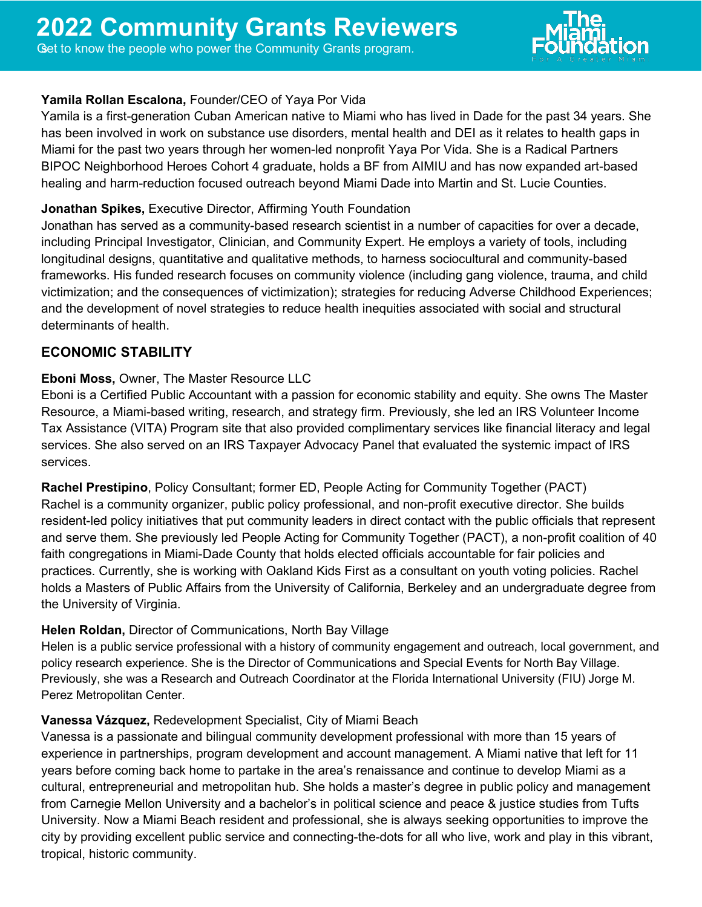# 2022 Community Grants Reviewers

Get to know the people who power the Community Grants program.

**Yamila Rollan Escalona,** Founder/CEO of Yaya Por Vida
Yamila is a first-generation Cuban American native to Miami who has lived in Dade for the past 34 years. She has been involved in work on substance use disorders, mental health and DEI as it relates to health gaps in Miami for the past two years through her women-led nonprofit Yaya Por Vida. She is a Radical Partners BIPOC Neighborhood Heroes Cohort 4 graduate, holds a BF from AIMIU and has now expanded art-based healing and harm-reduction focused outreach beyond Miami Dade into Martin and St. Lucie Counties.

**Jonathan Spikes,** Executive Director, Affirming Youth Foundation
Jonathan has served as a community-based research scientist in a number of capacities for over a decade, including Principal Investigator, Clinician, and Community Expert. He employs a variety of tools, including longitudinal designs, quantitative and qualitative methods, to harness sociocultural and community-based frameworks. His funded research focuses on community violence (including gang violence, trauma, and child victimization; and the consequences of victimization); strategies for reducing Adverse Childhood Experiences; and the development of novel strategies to reduce health inequities associated with social and structural determinants of health.

## ECONOMIC STABILITY

**Eboni Moss,** Owner, The Master Resource LLC
Eboni is a Certified Public Accountant with a passion for economic stability and equity. She owns The Master Resource, a Miami-based writing, research, and strategy firm. Previously, she led an IRS Volunteer Income Tax Assistance (VITA) Program site that also provided complimentary services like financial literacy and legal services. She also served on an IRS Taxpayer Advocacy Panel that evaluated the systemic impact of IRS services.

**Rachel Prestipino**, Policy Consultant; former ED, People Acting for Community Together (PACT)
Rachel is a community organizer, public policy professional, and non-profit executive director. She builds resident-led policy initiatives that put community leaders in direct contact with the public officials that represent and serve them. She previously led People Acting for Community Together (PACT), a non-profit coalition of 40 faith congregations in Miami-Dade County that holds elected officials accountable for fair policies and practices. Currently, she is working with Oakland Kids First as a consultant on youth voting policies. Rachel holds a Masters of Public Affairs from the University of California, Berkeley and an undergraduate degree from the University of Virginia.

**Helen Roldan,** Director of Communications, North Bay Village
Helen is a public service professional with a history of community engagement and outreach, local government, and policy research experience. She is the Director of Communications and Special Events for North Bay Village. Previously, she was a Research and Outreach Coordinator at the Florida International University (FIU) Jorge M. Perez Metropolitan Center.

**Vanessa Vázquez,** Redevelopment Specialist, City of Miami Beach
Vanessa is a passionate and bilingual community development professional with more than 15 years of experience in partnerships, program development and account management. A Miami native that left for 11 years before coming back home to partake in the area's renaissance and continue to develop Miami as a cultural, entrepreneurial and metropolitan hub. She holds a master's degree in public policy and management from Carnegie Mellon University and a bachelor's in political science and peace & justice studies from Tufts University. Now a Miami Beach resident and professional, she is always seeking opportunities to improve the city by providing excellent public service and connecting-the-dots for all who live, work and play in this vibrant, tropical, historic community.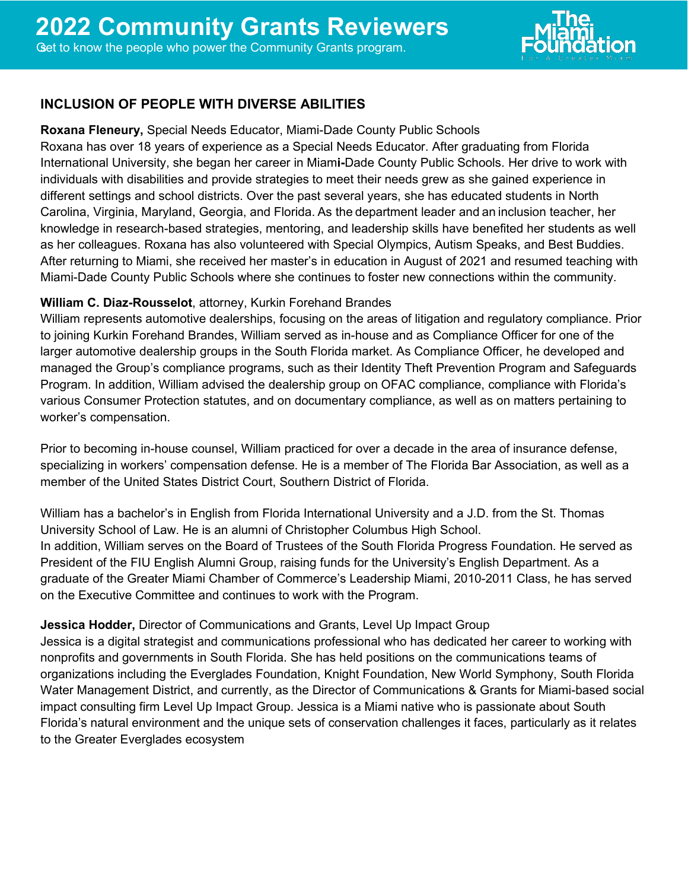## INCLUSION OF PEOPLE WITH DIVERSE ABILITIES

**Roxana Fleneury,** Special Needs Educator, Miami-Dade County Public Schools
Roxana has over 18 years of experience as a Special Needs Educator. After graduating from Florida International University, she began her career in Miami-Dade County Public Schools. Her drive to work with individuals with disabilities and provide strategies to meet their needs grew as she gained experience in different settings and school districts. Over the past several years, she has educated students in North Carolina, Virginia, Maryland, Georgia, and Florida. As the department leader and an inclusion teacher, her knowledge in research-based strategies, mentoring, and leadership skills have benefited her students as well as her colleagues. Roxana has also volunteered with Special Olympics, Autism Speaks, and Best Buddies. After returning to Miami, she received her master's in education in August of 2021 and resumed teaching with Miami-Dade County Public Schools where she continues to foster new connections within the community.

**William C. Diaz-Rousselot**, attorney, Kurkin Forehand Brandes
William represents automotive dealerships, focusing on the areas of litigation and regulatory compliance. Prior to joining Kurkin Forehand Brandes, William served as in-house and as Compliance Officer for one of the larger automotive dealership groups in the South Florida market. As Compliance Officer, he developed and managed the Group's compliance programs, such as their Identity Theft Prevention Program and Safeguards Program. In addition, William advised the dealership group on OFAC compliance, compliance with Florida's various Consumer Protection statutes, and on documentary compliance, as well as on matters pertaining to worker's compensation.

Prior to becoming in-house counsel, William practiced for over a decade in the area of insurance defense, specializing in workers' compensation defense. He is a member of The Florida Bar Association, as well as a member of the United States District Court, Southern District of Florida.

William has a bachelor's in English from Florida International University and a J.D. from the St. Thomas University School of Law. He is an alumni of Christopher Columbus High School.
In addition, William serves on the Board of Trustees of the South Florida Progress Foundation. He served as President of the FIU English Alumni Group, raising funds for the University's English Department. As a graduate of the Greater Miami Chamber of Commerce's Leadership Miami, 2010-2011 Class, he has served on the Executive Committee and continues to work with the Program.

**Jessica Hodder,** Director of Communications and Grants, Level Up Impact Group
Jessica is a digital strategist and communications professional who has dedicated her career to working with nonprofits and governments in South Florida. She has held positions on the communications teams of organizations including the Everglades Foundation, Knight Foundation, New World Symphony, South Florida Water Management District, and currently, as the Director of Communications & Grants for Miami-based social impact consulting firm Level Up Impact Group. Jessica is a Miami native who is passionate about South Florida's natural environment and the unique sets of conservation challenges it faces, particularly as it relates to the Greater Everglades ecosystem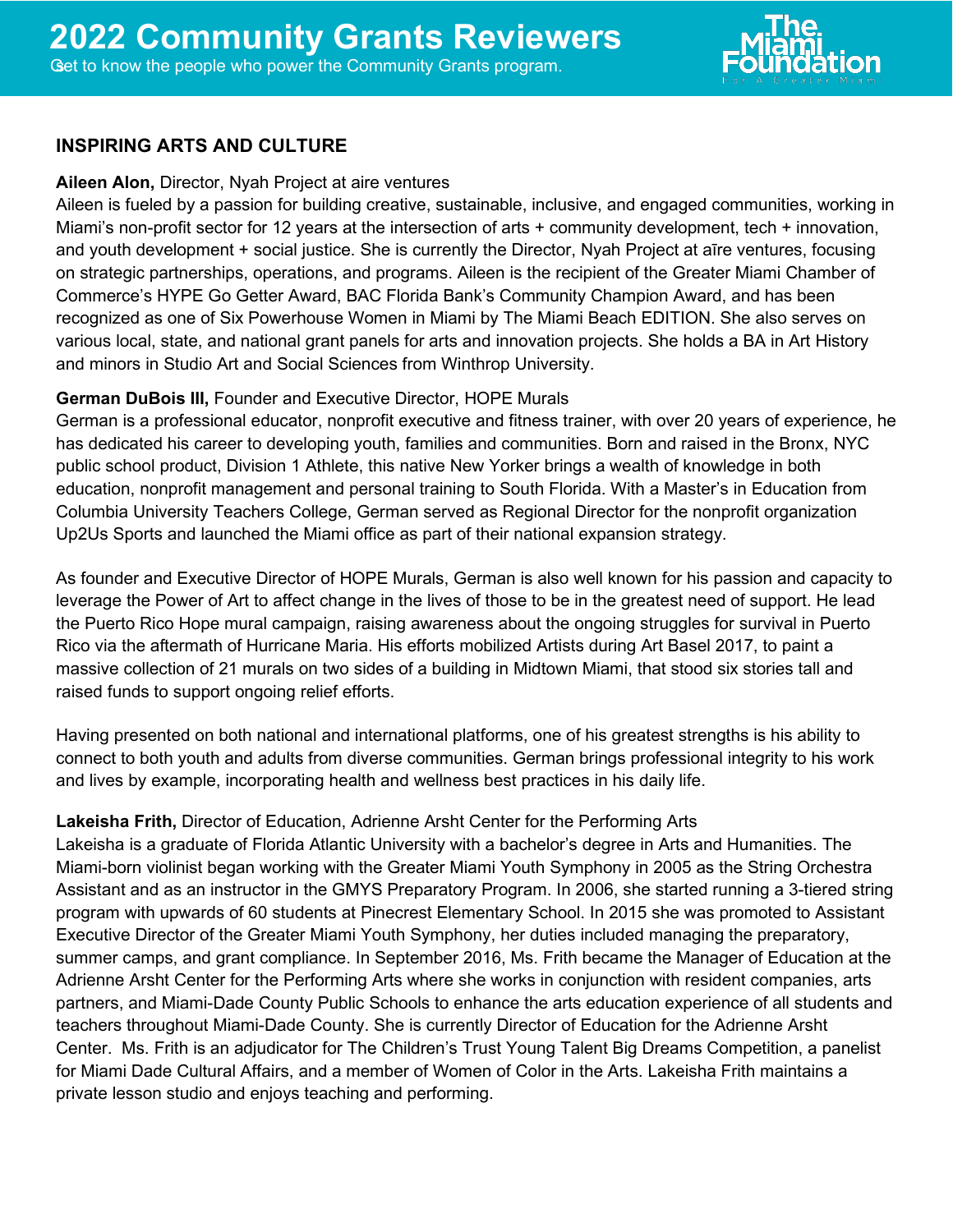# 2022 Community Grants Reviewers

Get to know the people who power the Community Grants program.

## INSPIRING ARTS AND CULTURE

**Aileen Alon,** Director, Nyah Project at aire ventures

Aileen is fueled by a passion for building creative, sustainable, inclusive, and engaged communities, working in Miami's non-profit sector for 12 years at the intersection of arts + community development, tech + innovation, and youth development + social justice. She is currently the Director, Nyah Project at aīre ventures, focusing on strategic partnerships, operations, and programs. Aileen is the recipient of the Greater Miami Chamber of Commerce's HYPE Go Getter Award, BAC Florida Bank's Community Champion Award, and has been recognized as one of Six Powerhouse Women in Miami by The Miami Beach EDITION. She also serves on various local, state, and national grant panels for arts and innovation projects. She holds a BA in Art History and minors in Studio Art and Social Sciences from Winthrop University.

**German DuBois III,** Founder and Executive Director, HOPE Murals

German is a professional educator, nonprofit executive and fitness trainer, with over 20 years of experience, he has dedicated his career to developing youth, families and communities. Born and raised in the Bronx, NYC public school product, Division 1 Athlete, this native New Yorker brings a wealth of knowledge in both education, nonprofit management and personal training to South Florida. With a Master's in Education from Columbia University Teachers College, German served as Regional Director for the nonprofit organization Up2Us Sports and launched the Miami office as part of their national expansion strategy.

As founder and Executive Director of HOPE Murals, German is also well known for his passion and capacity to leverage the Power of Art to affect change in the lives of those to be in the greatest need of support. He lead the Puerto Rico Hope mural campaign, raising awareness about the ongoing struggles for survival in Puerto Rico via the aftermath of Hurricane Maria. His efforts mobilized Artists during Art Basel 2017, to paint a massive collection of 21 murals on two sides of a building in Midtown Miami, that stood six stories tall and raised funds to support ongoing relief efforts.

Having presented on both national and international platforms, one of his greatest strengths is his ability to connect to both youth and adults from diverse communities. German brings professional integrity to his work and lives by example, incorporating health and wellness best practices in his daily life.

**Lakeisha Frith,** Director of Education, Adrienne Arsht Center for the Performing Arts

Lakeisha is a graduate of Florida Atlantic University with a bachelor's degree in Arts and Humanities. The Miami-born violinist began working with the Greater Miami Youth Symphony in 2005 as the String Orchestra Assistant and as an instructor in the GMYS Preparatory Program. In 2006, she started running a 3-tiered string program with upwards of 60 students at Pinecrest Elementary School. In 2015 she was promoted to Assistant Executive Director of the Greater Miami Youth Symphony, her duties included managing the preparatory, summer camps, and grant compliance. In September 2016, Ms. Frith became the Manager of Education at the Adrienne Arsht Center for the Performing Arts where she works in conjunction with resident companies, arts partners, and Miami-Dade County Public Schools to enhance the arts education experience of all students and teachers throughout Miami-Dade County. She is currently Director of Education for the Adrienne Arsht Center. Ms. Frith is an adjudicator for The Children's Trust Young Talent Big Dreams Competition, a panelist for Miami Dade Cultural Affairs, and a member of Women of Color in the Arts. Lakeisha Frith maintains a private lesson studio and enjoys teaching and performing.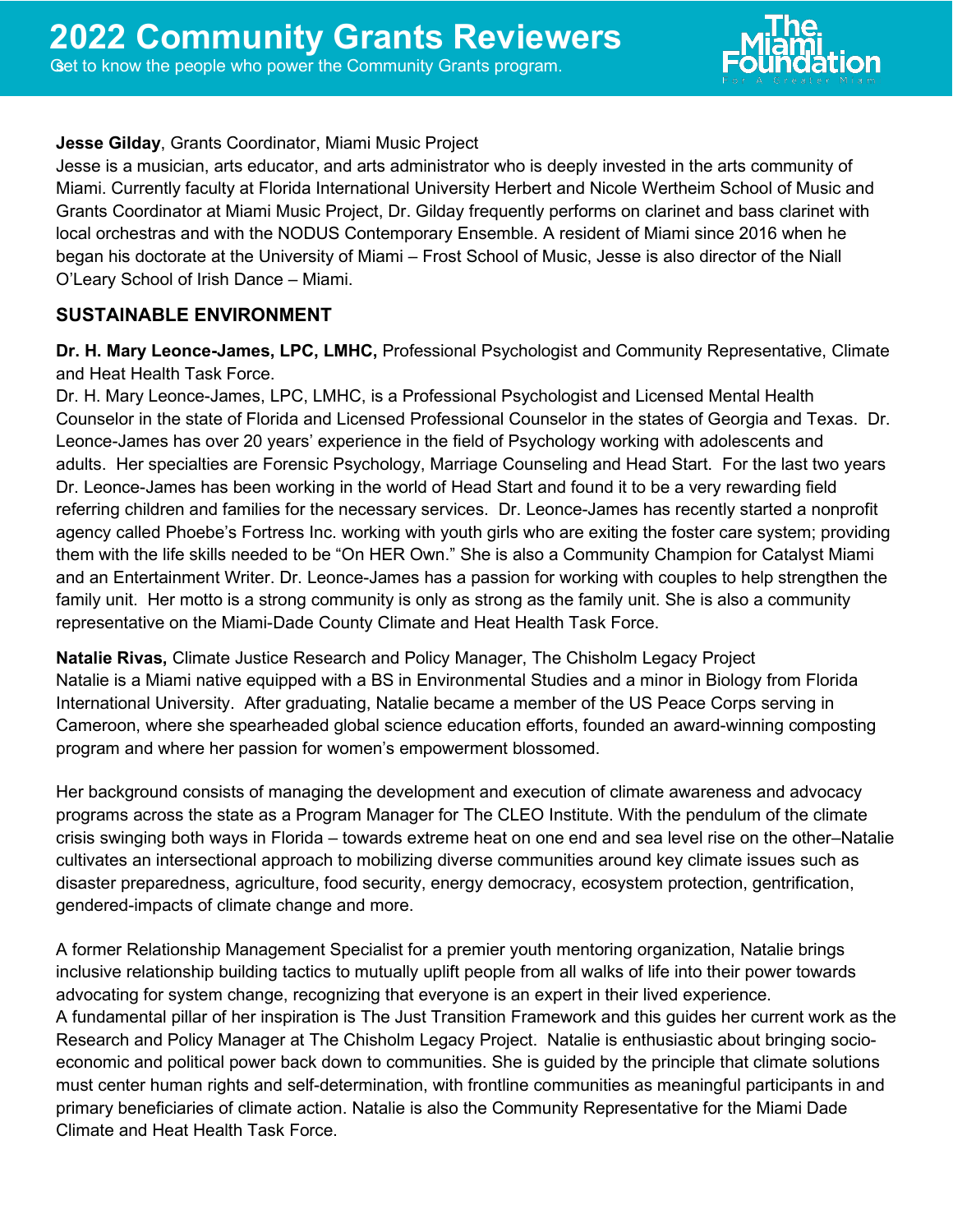**Jesse Gilday**, Grants Coordinator, Miami Music Project
Jesse is a musician, arts educator, and arts administrator who is deeply invested in the arts community of Miami. Currently faculty at Florida International University Herbert and Nicole Wertheim School of Music and Grants Coordinator at Miami Music Project, Dr. Gilday frequently performs on clarinet and bass clarinet with local orchestras and with the NODUS Contemporary Ensemble. A resident of Miami since 2016 when he began his doctorate at the University of Miami – Frost School of Music, Jesse is also director of the Niall O'Leary School of Irish Dance – Miami.

## SUSTAINABLE ENVIRONMENT

**Dr. H. Mary Leonce-James, LPC, LMHC,** Professional Psychologist and Community Representative, Climate and Heat Health Task Force.
Dr. H. Mary Leonce-James, LPC, LMHC, is a Professional Psychologist and Licensed Mental Health Counselor in the state of Florida and Licensed Professional Counselor in the states of Georgia and Texas. Dr. Leonce-James has over 20 years' experience in the field of Psychology working with adolescents and adults. Her specialties are Forensic Psychology, Marriage Counseling and Head Start. For the last two years Dr. Leonce-James has been working in the world of Head Start and found it to be a very rewarding field referring children and families for the necessary services. Dr. Leonce-James has recently started a nonprofit agency called Phoebe's Fortress Inc. working with youth girls who are exiting the foster care system; providing them with the life skills needed to be "On HER Own." She is also a Community Champion for Catalyst Miami and an Entertainment Writer. Dr. Leonce-James has a passion for working with couples to help strengthen the family unit. Her motto is a strong community is only as strong as the family unit. She is also a community representative on the Miami-Dade County Climate and Heat Health Task Force.

**Natalie Rivas,** Climate Justice Research and Policy Manager, The Chisholm Legacy Project
Natalie is a Miami native equipped with a BS in Environmental Studies and a minor in Biology from Florida International University. After graduating, Natalie became a member of the US Peace Corps serving in Cameroon, where she spearheaded global science education efforts, founded an award-winning composting program and where her passion for women's empowerment blossomed.

Her background consists of managing the development and execution of climate awareness and advocacy programs across the state as a Program Manager for The CLEO Institute. With the pendulum of the climate crisis swinging both ways in Florida – towards extreme heat on one end and sea level rise on the other–Natalie cultivates an intersectional approach to mobilizing diverse communities around key climate issues such as disaster preparedness, agriculture, food security, energy democracy, ecosystem protection, gentrification, gendered-impacts of climate change and more.

A former Relationship Management Specialist for a premier youth mentoring organization, Natalie brings inclusive relationship building tactics to mutually uplift people from all walks of life into their power towards advocating for system change, recognizing that everyone is an expert in their lived experience.
A fundamental pillar of her inspiration is The Just Transition Framework and this guides her current work as the Research and Policy Manager at The Chisholm Legacy Project. Natalie is enthusiastic about bringing socio-economic and political power back down to communities. She is guided by the principle that climate solutions must center human rights and self-determination, with frontline communities as meaningful participants in and primary beneficiaries of climate action. Natalie is also the Community Representative for the Miami Dade Climate and Heat Health Task Force.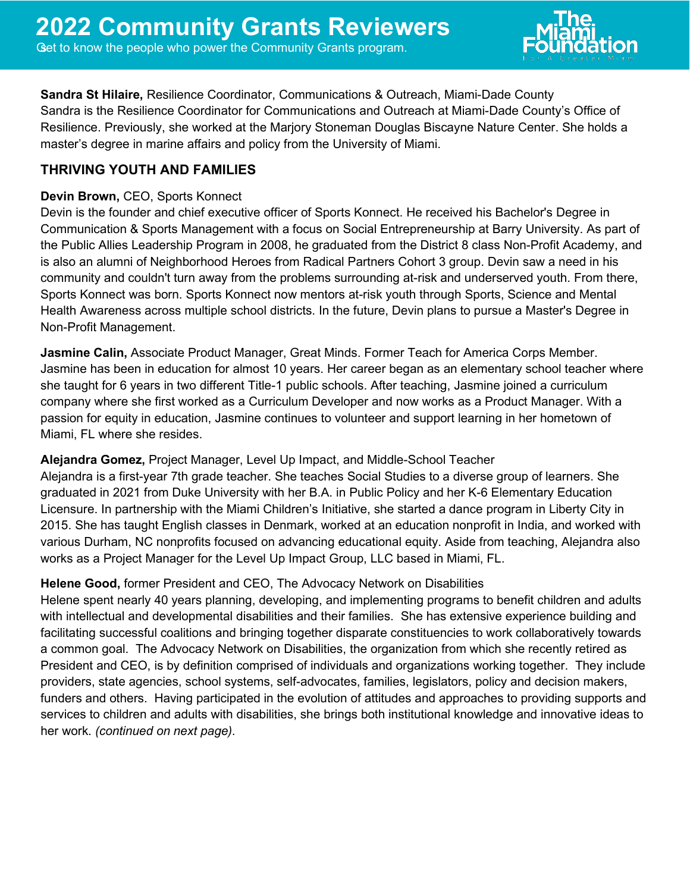**Sandra St Hilaire,** Resilience Coordinator, Communications & Outreach, Miami-Dade County
Sandra is the Resilience Coordinator for Communications and Outreach at Miami-Dade County's Office of Resilience. Previously, she worked at the Marjory Stoneman Douglas Biscayne Nature Center. She holds a master's degree in marine affairs and policy from the University of Miami.

## THRIVING YOUTH AND FAMILIES

**Devin Brown,** CEO, Sports Konnect
Devin is the founder and chief executive officer of Sports Konnect. He received his Bachelor's Degree in Communication & Sports Management with a focus on Social Entrepreneurship at Barry University. As part of the Public Allies Leadership Program in 2008, he graduated from the District 8 class Non-Profit Academy, and is also an alumni of Neighborhood Heroes from Radical Partners Cohort 3 group. Devin saw a need in his community and couldn't turn away from the problems surrounding at-risk and underserved youth. From there, Sports Konnect was born. Sports Konnect now mentors at-risk youth through Sports, Science and Mental Health Awareness across multiple school districts. In the future, Devin plans to pursue a Master's Degree in Non-Profit Management.

**Jasmine Calin,** Associate Product Manager, Great Minds. Former Teach for America Corps Member.
Jasmine has been in education for almost 10 years. Her career began as an elementary school teacher where she taught for 6 years in two different Title-1 public schools. After teaching, Jasmine joined a curriculum company where she first worked as a Curriculum Developer and now works as a Product Manager. With a passion for equity in education, Jasmine continues to volunteer and support learning in her hometown of Miami, FL where she resides.

**Alejandra Gomez,** Project Manager, Level Up Impact, and Middle-School Teacher
Alejandra is a first-year 7th grade teacher. She teaches Social Studies to a diverse group of learners. She graduated in 2021 from Duke University with her B.A. in Public Policy and her K-6 Elementary Education Licensure. In partnership with the Miami Children's Initiative, she started a dance program in Liberty City in 2015. She has taught English classes in Denmark, worked at an education nonprofit in India, and worked with various Durham, NC nonprofits focused on advancing educational equity. Aside from teaching, Alejandra also works as a Project Manager for the Level Up Impact Group, LLC based in Miami, FL.

**Helene Good,** former President and CEO, The Advocacy Network on Disabilities
Helene spent nearly 40 years planning, developing, and implementing programs to benefit children and adults with intellectual and developmental disabilities and their families. She has extensive experience building and facilitating successful coalitions and bringing together disparate constituencies to work collaboratively towards a common goal. The Advocacy Network on Disabilities, the organization from which she recently retired as President and CEO, is by definition comprised of individuals and organizations working together. They include providers, state agencies, school systems, self-advocates, families, legislators, policy and decision makers, funders and others. Having participated in the evolution of attitudes and approaches to providing supports and services to children and adults with disabilities, she brings both institutional knowledge and innovative ideas to her work. *(continued on next page).*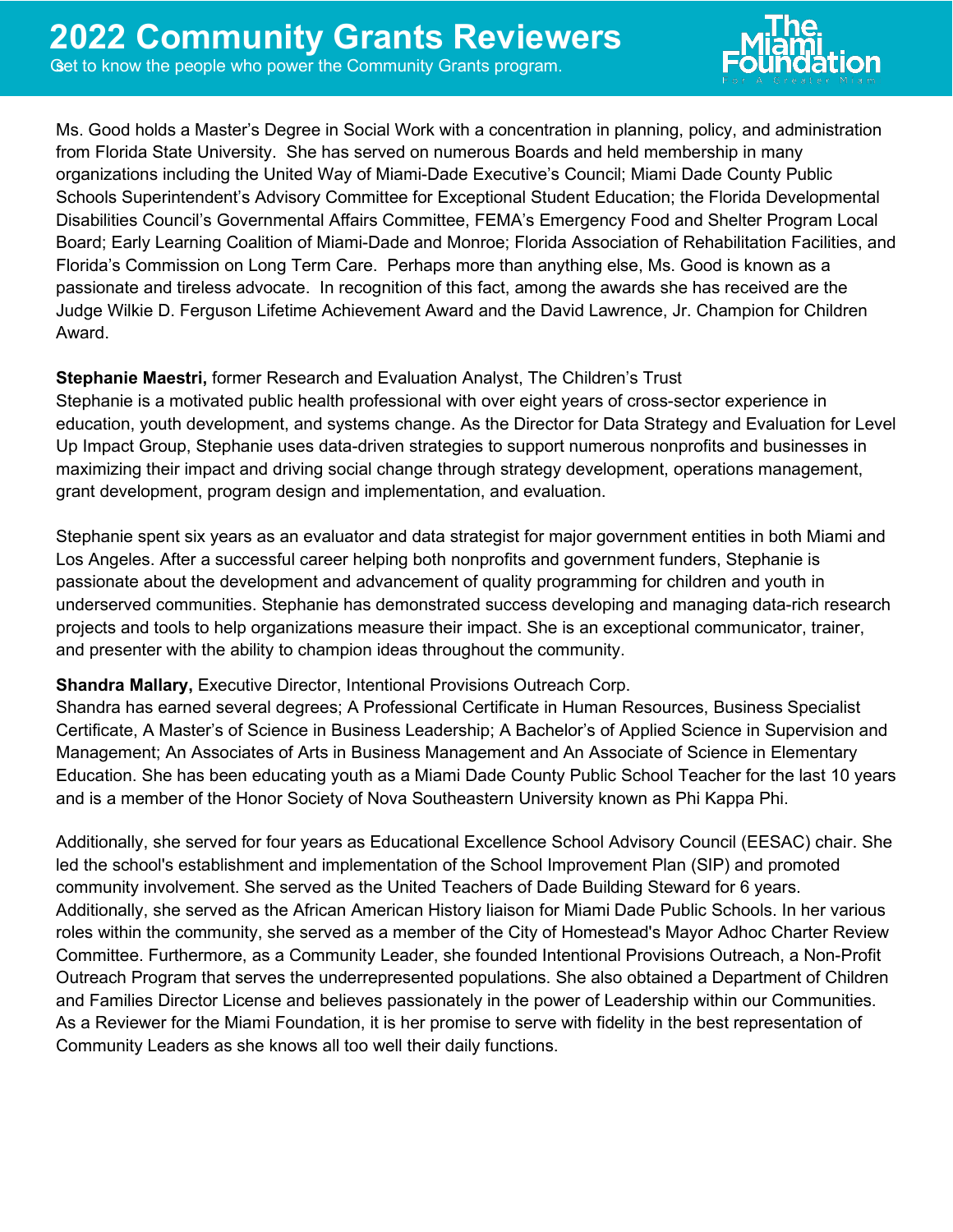Ms. Good holds a Master's Degree in Social Work with a concentration in planning, policy, and administration from Florida State University. She has served on numerous Boards and held membership in many organizations including the United Way of Miami-Dade Executive's Council; Miami Dade County Public Schools Superintendent's Advisory Committee for Exceptional Student Education; the Florida Developmental Disabilities Council's Governmental Affairs Committee, FEMA's Emergency Food and Shelter Program Local Board; Early Learning Coalition of Miami-Dade and Monroe; Florida Association of Rehabilitation Facilities, and Florida's Commission on Long Term Care. Perhaps more than anything else, Ms. Good is known as a passionate and tireless advocate. In recognition of this fact, among the awards she has received are the Judge Wilkie D. Ferguson Lifetime Achievement Award and the David Lawrence, Jr. Champion for Children Award.

**Stephanie Maestri,** former Research and Evaluation Analyst, The Children's Trust
Stephanie is a motivated public health professional with over eight years of cross-sector experience in education, youth development, and systems change. As the Director for Data Strategy and Evaluation for Level Up Impact Group, Stephanie uses data-driven strategies to support numerous nonprofits and businesses in maximizing their impact and driving social change through strategy development, operations management, grant development, program design and implementation, and evaluation.

Stephanie spent six years as an evaluator and data strategist for major government entities in both Miami and Los Angeles. After a successful career helping both nonprofits and government funders, Stephanie is passionate about the development and advancement of quality programming for children and youth in underserved communities. Stephanie has demonstrated success developing and managing data-rich research projects and tools to help organizations measure their impact. She is an exceptional communicator, trainer, and presenter with the ability to champion ideas throughout the community.

**Shandra Mallary,** Executive Director, Intentional Provisions Outreach Corp.
Shandra has earned several degrees; A Professional Certificate in Human Resources, Business Specialist Certificate, A Master's of Science in Business Leadership; A Bachelor's of Applied Science in Supervision and Management; An Associates of Arts in Business Management and An Associate of Science in Elementary Education. She has been educating youth as a Miami Dade County Public School Teacher for the last 10 years and is a member of the Honor Society of Nova Southeastern University known as Phi Kappa Phi.

Additionally, she served for four years as Educational Excellence School Advisory Council (EESAC) chair. She led the school's establishment and implementation of the School Improvement Plan (SIP) and promoted community involvement. She served as the United Teachers of Dade Building Steward for 6 years. Additionally, she served as the African American History liaison for Miami Dade Public Schools. In her various roles within the community, she served as a member of the City of Homestead's Mayor Adhoc Charter Review Committee. Furthermore, as a Community Leader, she founded Intentional Provisions Outreach, a Non-Profit Outreach Program that serves the underrepresented populations. She also obtained a Department of Children and Families Director License and believes passionately in the power of Leadership within our Communities. As a Reviewer for the Miami Foundation, it is her promise to serve with fidelity in the best representation of Community Leaders as she knows all too well their daily functions.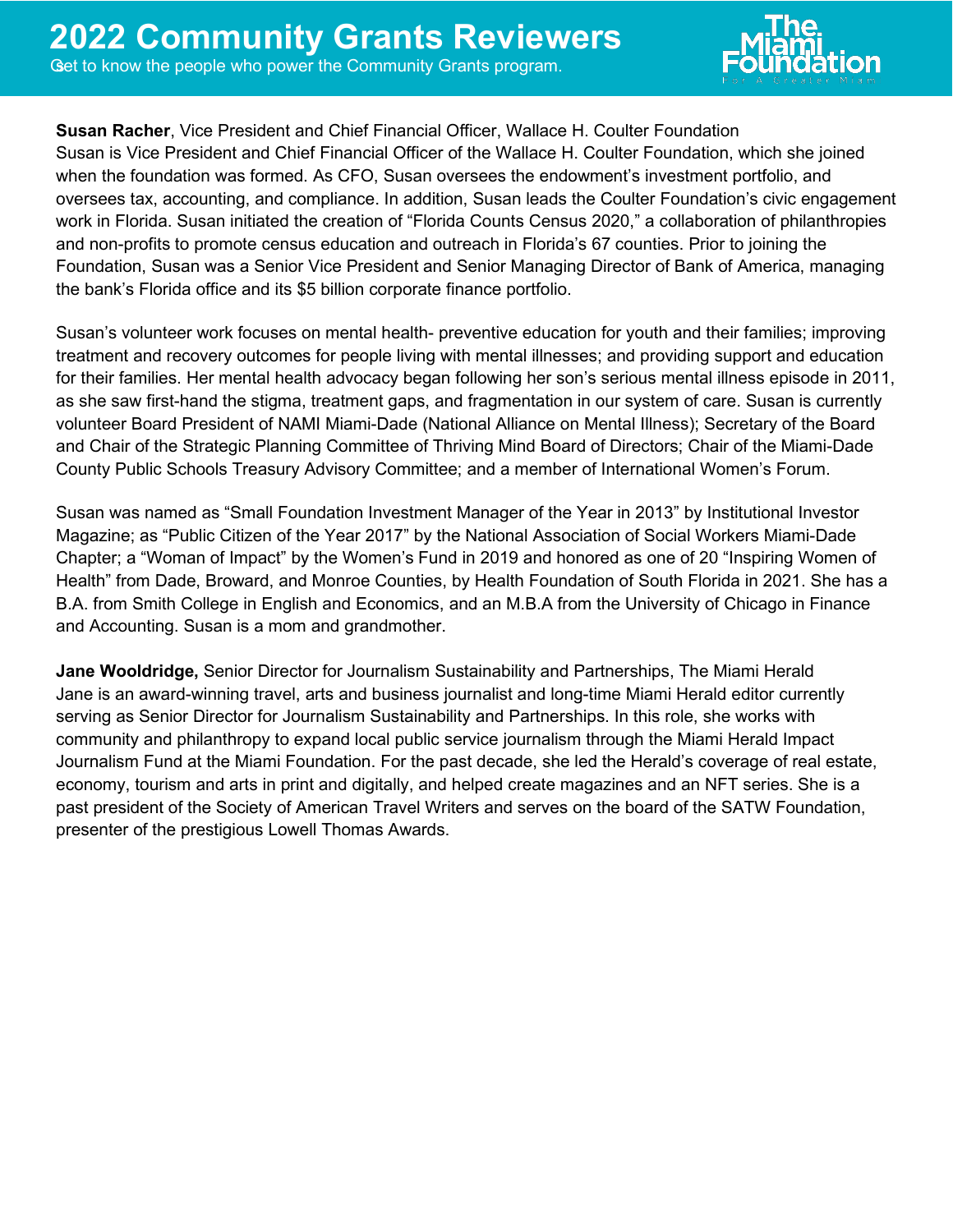# 2022 Community Grants Reviewers

Get to know the people who power the Community Grants program.

**Susan Racher**, Vice President and Chief Financial Officer, Wallace H. Coulter Foundation
Susan is Vice President and Chief Financial Officer of the Wallace H. Coulter Foundation, which she joined when the foundation was formed. As CFO, Susan oversees the endowment's investment portfolio, and oversees tax, accounting, and compliance. In addition, Susan leads the Coulter Foundation's civic engagement work in Florida. Susan initiated the creation of "Florida Counts Census 2020," a collaboration of philanthropies and non-profits to promote census education and outreach in Florida's 67 counties. Prior to joining the Foundation, Susan was a Senior Vice President and Senior Managing Director of Bank of America, managing the bank's Florida office and its $5 billion corporate finance portfolio.

Susan's volunteer work focuses on mental health- preventive education for youth and their families; improving treatment and recovery outcomes for people living with mental illnesses; and providing support and education for their families. Her mental health advocacy began following her son's serious mental illness episode in 2011, as she saw first-hand the stigma, treatment gaps, and fragmentation in our system of care. Susan is currently volunteer Board President of NAMI Miami-Dade (National Alliance on Mental Illness); Secretary of the Board and Chair of the Strategic Planning Committee of Thriving Mind Board of Directors; Chair of the Miami-Dade County Public Schools Treasury Advisory Committee; and a member of International Women's Forum.

Susan was named as "Small Foundation Investment Manager of the Year in 2013" by Institutional Investor Magazine; as "Public Citizen of the Year 2017" by the National Association of Social Workers Miami-Dade Chapter; a "Woman of Impact" by the Women's Fund in 2019 and honored as one of 20 "Inspiring Women of Health" from Dade, Broward, and Monroe Counties, by Health Foundation of South Florida in 2021. She has a B.A. from Smith College in English and Economics, and an M.B.A from the University of Chicago in Finance and Accounting. Susan is a mom and grandmother.

**Jane Wooldridge,** Senior Director for Journalism Sustainability and Partnerships, The Miami Herald
Jane is an award-winning travel, arts and business journalist and long-time Miami Herald editor currently serving as Senior Director for Journalism Sustainability and Partnerships. In this role, she works with community and philanthropy to expand local public service journalism through the Miami Herald Impact Journalism Fund at the Miami Foundation. For the past decade, she led the Herald's coverage of real estate, economy, tourism and arts in print and digitally, and helped create magazines and an NFT series. She is a past president of the Society of American Travel Writers and serves on the board of the SATW Foundation, presenter of the prestigious Lowell Thomas Awards.